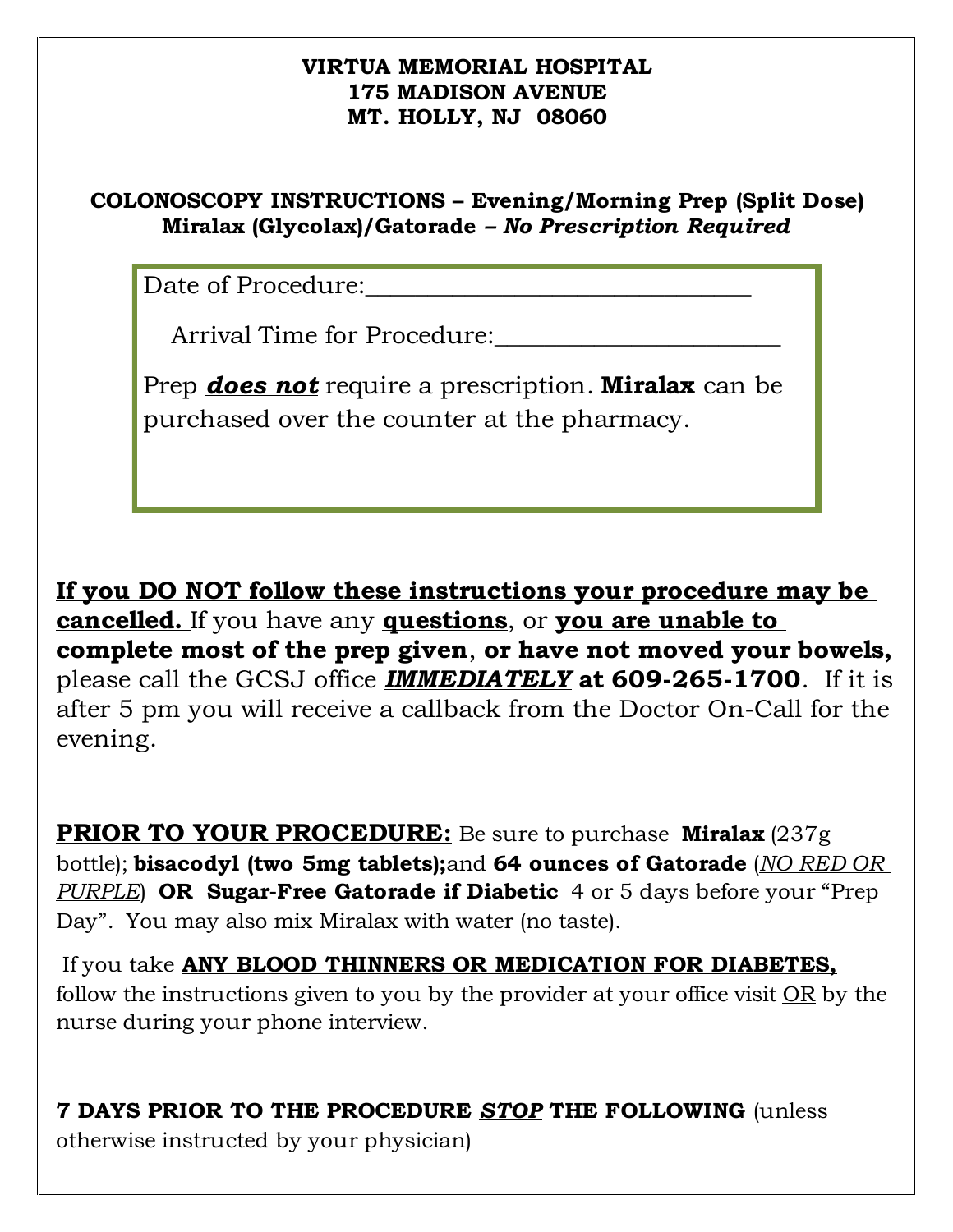**VIRTUA MEMORIAL HOSPITAL**
**175 MADISON AVENUE**
**MT. HOLLY, NJ 08060**

## COLONOSCOPY INSTRUCTIONS – Evening/Morning Prep (Split Dose) Miralax (Glycolax)/Gatorade – *No Prescription Required*

Date of Procedure:______________________________

Arrival Time for Procedure:______________________

Prep ***does not*** require a prescription. **Miralax** can be purchased over the counter at the pharmacy.

**If you DO NOT follow these instructions your procedure may be cancelled.** If you have any **questions**, or **you are unable to complete most of the prep given**, **or have not moved your bowels,** please call the GCSJ office ***IMMEDIATELY*** **at 609-265-1700**. If it is after 5 pm you will receive a callback from the Doctor On-Call for the evening.

**PRIOR TO YOUR PROCEDURE:** Be sure to purchase **Miralax** (237g bottle); **bisacodyl (two 5mg tablets);** and **64 ounces of Gatorade** (*NO RED OR PURPLE*) **OR Sugar-Free Gatorade if Diabetic** 4 or 5 days before your "Prep Day". You may also mix Miralax with water (no taste).

If you take **ANY BLOOD THINNERS OR MEDICATION FOR DIABETES,** follow the instructions given to you by the provider at your office visit OR by the nurse during your phone interview.

**7 DAYS PRIOR TO THE PROCEDURE *STOP* THE FOLLOWING** (unless otherwise instructed by your physician)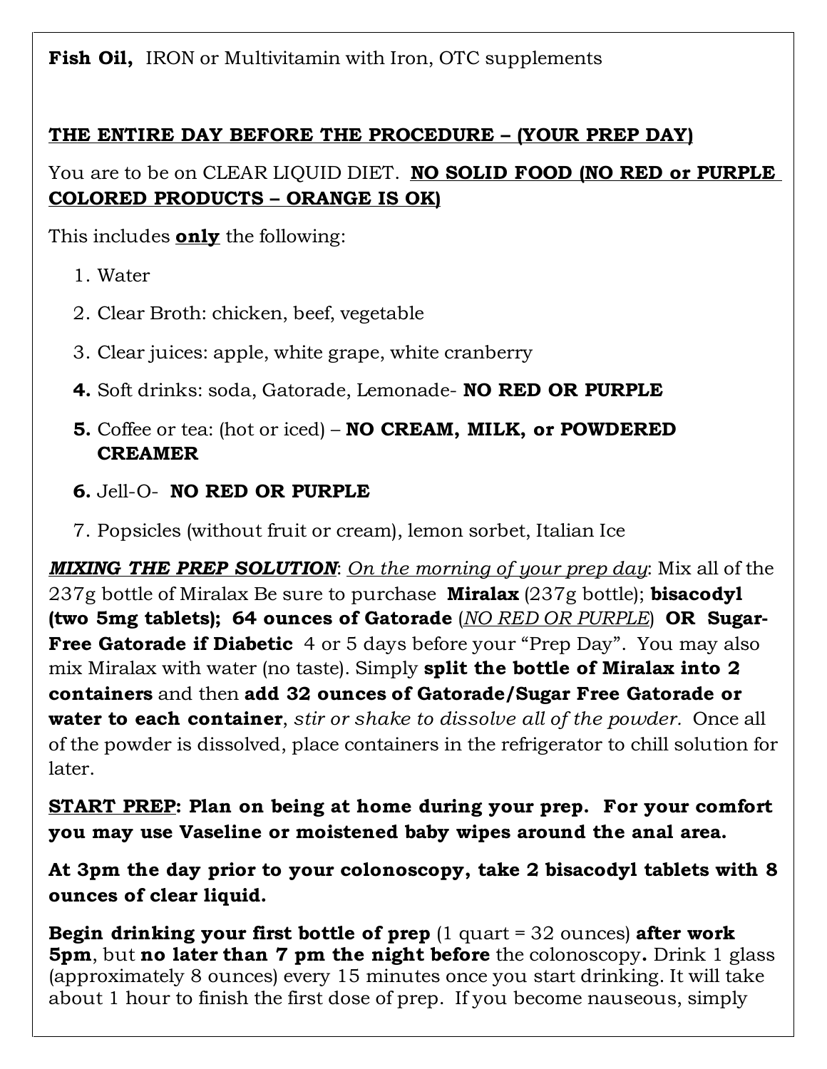**Fish Oil,** IRON or Multivitamin with Iron, OTC supplements

**<u>THE ENTIRE DAY BEFORE THE PROCEDURE – (YOUR PREP DAY)</u>**

You are to be on CLEAR LIQUID DIET. **<u>NO SOLID FOOD (NO RED or PURPLE COLORED PRODUCTS – ORANGE IS OK)</u>**

This includes **<u>only</u>** the following:

1. Water
2. Clear Broth: chicken, beef, vegetable
3. Clear juices: apple, white grape, white cranberry
4. Soft drinks: soda, Gatorade, Lemonade- **NO RED OR PURPLE**
5. Coffee or tea: (hot or iced) – **NO CREAM, MILK, or POWDERED CREAMER**
6. Jell-O- **NO RED OR PURPLE**
7. Popsicles (without fruit or cream), lemon sorbet, Italian Ice

***<u>MIXING THE PREP SOLUTION</u>***: *<u>On the morning of your prep day</u>*: Mix all of the 237g bottle of Miralax Be sure to purchase **Miralax** (237g bottle); **bisacodyl (two 5mg tablets); 64 ounces of Gatorade** (*<u>NO RED OR PURPLE</u>*) **OR Sugar-Free Gatorade if Diabetic** 4 or 5 days before your "Prep Day". You may also mix Miralax with water (no taste). Simply **split the bottle of Miralax into 2 containers** and then **add 32 ounces of Gatorade/Sugar Free Gatorade or water to each container**, *stir or shake to dissolve all of the powder.* Once all of the powder is dissolved, place containers in the refrigerator to chill solution for later.

**<u>START PREP</u>: Plan on being at home during your prep. For your comfort you may use Vaseline or moistened baby wipes around the anal area.**

**At 3pm the day prior to your colonoscopy, take 2 bisacodyl tablets with 8 ounces of clear liquid.**

**Begin drinking your first bottle of prep** (1 quart = 32 ounces) **after work 5pm**, but **no later than 7 pm the night before** the colonoscopy**.** Drink 1 glass (approximately 8 ounces) every 15 minutes once you start drinking. It will take about 1 hour to finish the first dose of prep. If you become nauseous, simply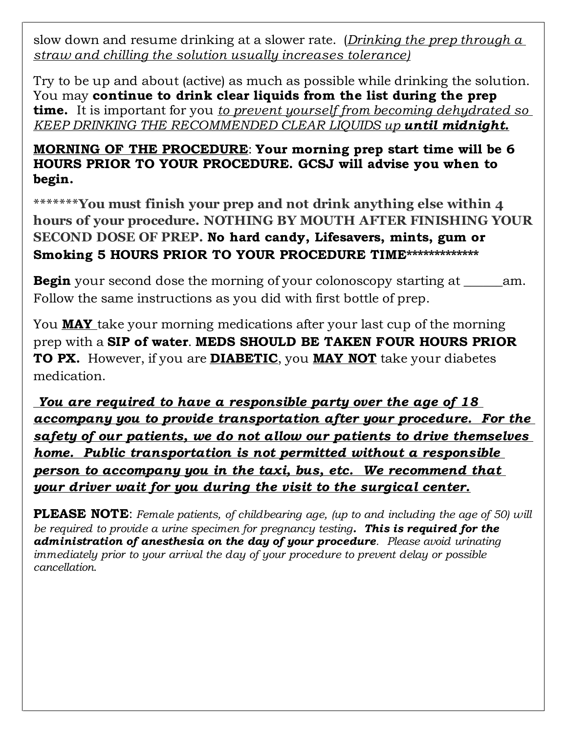slow down and resume drinking at a slower rate. (*Drinking the prep through a straw and chilling the solution usually increases tolerance)*

Try to be up and about (active) as much as possible while drinking the solution. You may **continue to drink clear liquids from the list during the prep time.** It is important for you *to prevent yourself from becoming dehydrated so KEEP DRINKING THE RECOMMENDED CLEAR LIQUIDS up* ***until midnight.***

**MORNING OF THE PROCEDURE**: **Your morning prep start time will be 6 HOURS PRIOR TO YOUR PROCEDURE. GCSJ will advise you when to begin.**

*******​**You must finish your prep and not drink anything else within 4 hours of your procedure. NOTHING BY MOUTH AFTER FINISHING YOUR SECOND DOSE OF PREP. No hard candy, Lifesavers, mints, gum or Smoking 5 HOURS PRIOR TO YOUR PROCEDURE TIME**​*************

**Begin** your second dose the morning of your colonoscopy starting at ______am. Follow the same instructions as you did with first bottle of prep.

You **MAY** take your morning medications after your last cup of the morning prep with a **SIP of water**. **MEDS SHOULD BE TAKEN FOUR HOURS PRIOR TO PX.** However, if you are **DIABETIC**, you **MAY NOT** take your diabetes medication.

***You are required to have a responsible party over the age of 18 accompany you to provide transportation after your procedure. For the safety of our patients, we do not allow our patients to drive themselves home. Public transportation is not permitted without a responsible person to accompany you in the taxi, bus, etc. We recommend that your driver wait for you during the visit to the surgical center.***

**PLEASE NOTE**: *Female patients, of childbearing age, (up to and including the age of 50) will be required to provide a urine specimen for pregnancy testing*. ***This is required for the administration of anesthesia on the day of your procedure***. *Please avoid urinating immediately prior to your arrival the day of your procedure to prevent delay or possible cancellation.*